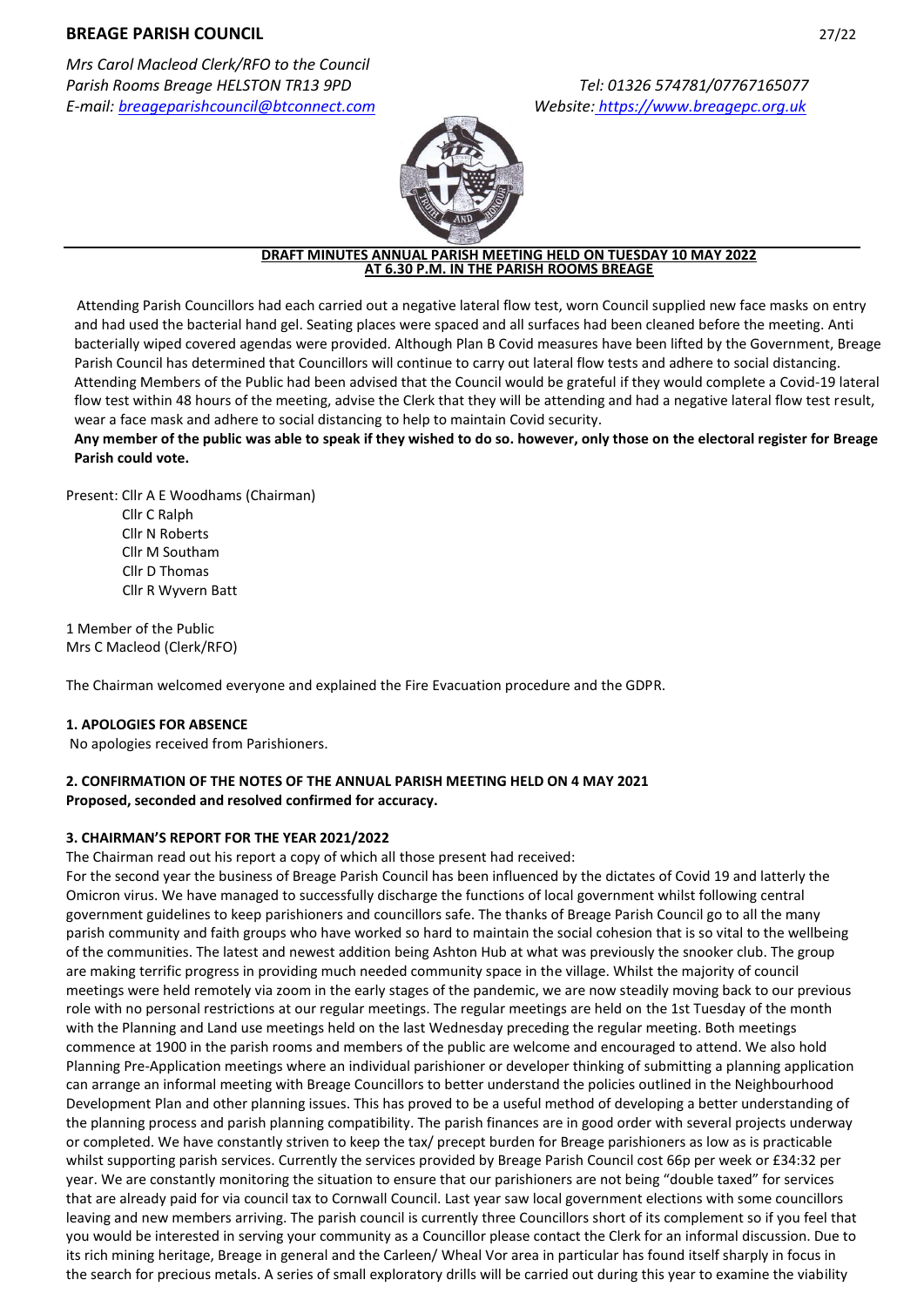# BREAGE PARISH COUNCIL

27/22

*Mrs Carol Macleod Clerk/RFO to the Council*
*Parish Rooms Breage HELSTON TR13 9PD* *Tel: 01326 574781/07767165077*
*E-mail: breageparishcouncil@btconnect.com* *Website: https://www.breagepc.org.uk*

**DRAFT MINUTES ANNUAL PARISH MEETING HELD ON TUESDAY 10 MAY 2022 AT 6.30 P.M. IN THE PARISH ROOMS BREAGE**

Attending Parish Councillors had each carried out a negative lateral flow test, worn Council supplied new face masks on entry and had used the bacterial hand gel. Seating places were spaced and all surfaces had been cleaned before the meeting. Anti bacterially wiped covered agendas were provided. Although Plan B Covid measures have been lifted by the Government, Breage Parish Council has determined that Councillors will continue to carry out lateral flow tests and adhere to social distancing. Attending Members of the Public had been advised that the Council would be grateful if they would complete a Covid-19 lateral flow test within 48 hours of the meeting, advise the Clerk that they will be attending and had a negative lateral flow test result, wear a face mask and adhere to social distancing to help to maintain Covid security.

**Any member of the public was able to speak if they wished to do so. however, only those on the electoral register for Breage Parish could vote.**

Present: Cllr A E Woodhams (Chairman)
Cllr C Ralph
Cllr N Roberts
Cllr M Southam
Cllr D Thomas
Cllr R Wyvern Batt

1 Member of the Public
Mrs C Macleod (Clerk/RFO)

The Chairman welcomed everyone and explained the Fire Evacuation procedure and the GDPR.

**1. APOLOGIES FOR ABSENCE**

No apologies received from Parishioners.

**2. CONFIRMATION OF THE NOTES OF THE ANNUAL PARISH MEETING HELD ON 4 MAY 2021**
**Proposed, seconded and resolved confirmed for accuracy.**

**3. CHAIRMAN'S REPORT FOR THE YEAR 2021/2022**

The Chairman read out his report a copy of which all those present had received:

For the second year the business of Breage Parish Council has been influenced by the dictates of Covid 19 and latterly the Omicron virus. We have managed to successfully discharge the functions of local government whilst following central government guidelines to keep parishioners and councillors safe. The thanks of Breage Parish Council go to all the many parish community and faith groups who have worked so hard to maintain the social cohesion that is so vital to the wellbeing of the communities. The latest and newest addition being Ashton Hub at what was previously the snooker club. The group are making terrific progress in providing much needed community space in the village. Whilst the majority of council meetings were held remotely via zoom in the early stages of the pandemic, we are now steadily moving back to our previous role with no personal restrictions at our regular meetings. The regular meetings are held on the 1st Tuesday of the month with the Planning and Land use meetings held on the last Wednesday preceding the regular meeting. Both meetings commence at 1900 in the parish rooms and members of the public are welcome and encouraged to attend. We also hold Planning Pre-Application meetings where an individual parishioner or developer thinking of submitting a planning application can arrange an informal meeting with Breage Councillors to better understand the policies outlined in the Neighbourhood Development Plan and other planning issues. This has proved to be a useful method of developing a better understanding of the planning process and parish planning compatibility. The parish finances are in good order with several projects underway or completed. We have constantly striven to keep the tax/ precept burden for Breage parishioners as low as is practicable whilst supporting parish services. Currently the services provided by Breage Parish Council cost 66p per week or £34:32 per year. We are constantly monitoring the situation to ensure that our parishioners are not being "double taxed" for services that are already paid for via council tax to Cornwall Council. Last year saw local government elections with some councillors leaving and new members arriving. The parish council is currently three Councillors short of its complement so if you feel that you would be interested in serving your community as a Councillor please contact the Clerk for an informal discussion. Due to its rich mining heritage, Breage in general and the Carleen/ Wheal Vor area in particular has found itself sharply in focus in the search for precious metals. A series of small exploratory drills will be carried out during this year to examine the viability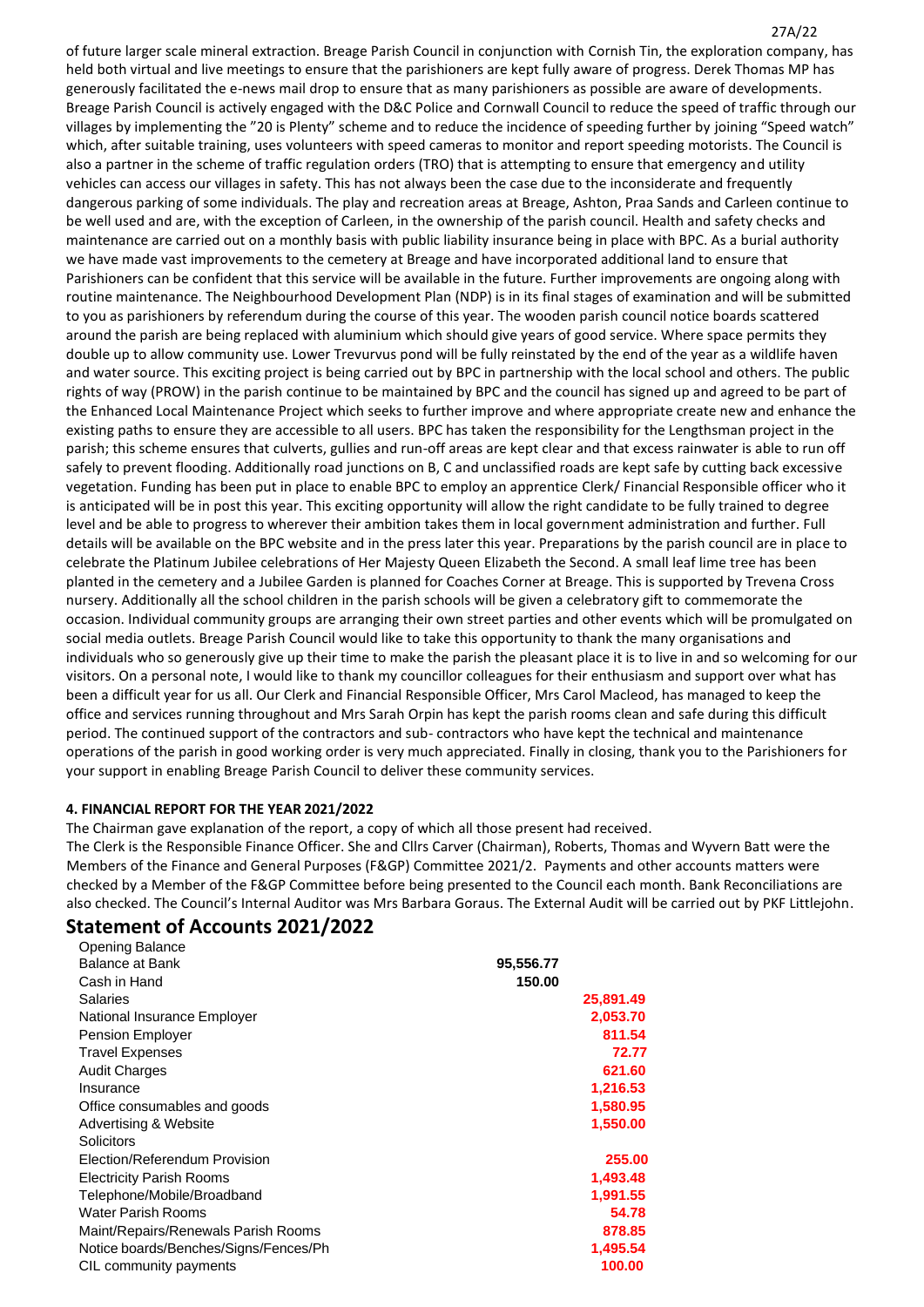of future larger scale mineral extraction. Breage Parish Council in conjunction with Cornish Tin, the exploration company, has held both virtual and live meetings to ensure that the parishioners are kept fully aware of progress. Derek Thomas MP has generously facilitated the e-news mail drop to ensure that as many parishioners as possible are aware of developments. Breage Parish Council is actively engaged with the D&C Police and Cornwall Council to reduce the speed of traffic through our villages by implementing the "20 is Plenty" scheme and to reduce the incidence of speeding further by joining "Speed watch" which, after suitable training, uses volunteers with speed cameras to monitor and report speeding motorists. The Council is also a partner in the scheme of traffic regulation orders (TRO) that is attempting to ensure that emergency and utility vehicles can access our villages in safety. This has not always been the case due to the inconsiderate and frequently dangerous parking of some individuals. The play and recreation areas at Breage, Ashton, Praa Sands and Carleen continue to be well used and are, with the exception of Carleen, in the ownership of the parish council. Health and safety checks and maintenance are carried out on a monthly basis with public liability insurance being in place with BPC. As a burial authority we have made vast improvements to the cemetery at Breage and have incorporated additional land to ensure that Parishioners can be confident that this service will be available in the future. Further improvements are ongoing along with routine maintenance. The Neighbourhood Development Plan (NDP) is in its final stages of examination and will be submitted to you as parishioners by referendum during the course of this year. The wooden parish council notice boards scattered around the parish are being replaced with aluminium which should give years of good service. Where space permits they double up to allow community use. Lower Trevurvus pond will be fully reinstated by the end of the year as a wildlife haven and water source. This exciting project is being carried out by BPC in partnership with the local school and others. The public rights of way (PROW) in the parish continue to be maintained by BPC and the council has signed up and agreed to be part of the Enhanced Local Maintenance Project which seeks to further improve and where appropriate create new and enhance the existing paths to ensure they are accessible to all users. BPC has taken the responsibility for the Lengthsman project in the parish; this scheme ensures that culverts, gullies and run-off areas are kept clear and that excess rainwater is able to run off safely to prevent flooding. Additionally road junctions on B, C and unclassified roads are kept safe by cutting back excessive vegetation. Funding has been put in place to enable BPC to employ an apprentice Clerk/ Financial Responsible officer who it is anticipated will be in post this year. This exciting opportunity will allow the right candidate to be fully trained to degree level and be able to progress to wherever their ambition takes them in local government administration and further. Full details will be available on the BPC website and in the press later this year. Preparations by the parish council are in place to celebrate the Platinum Jubilee celebrations of Her Majesty Queen Elizabeth the Second. A small leaf lime tree has been planted in the cemetery and a Jubilee Garden is planned for Coaches Corner at Breage. This is supported by Trevena Cross nursery. Additionally all the school children in the parish schools will be given a celebratory gift to commemorate the occasion. Individual community groups are arranging their own street parties and other events which will be promulgated on social media outlets. Breage Parish Council would like to take this opportunity to thank the many organisations and individuals who so generously give up their time to make the parish the pleasant place it is to live in and so welcoming for our visitors. On a personal note, I would like to thank my councillor colleagues for their enthusiasm and support over what has been a difficult year for us all. Our Clerk and Financial Responsible Officer, Mrs Carol Macleod, has managed to keep the office and services running throughout and Mrs Sarah Orpin has kept the parish rooms clean and safe during this difficult period. The continued support of the contractors and sub- contractors who have kept the technical and maintenance operations of the parish in good working order is very much appreciated. Finally in closing, thank you to the Parishioners for your support in enabling Breage Parish Council to deliver these community services.

**4. FINANCIAL REPORT FOR THE YEAR 2021/2022**

The Chairman gave explanation of the report, a copy of which all those present had received.

The Clerk is the Responsible Finance Officer. She and Cllrs Carver (Chairman), Roberts, Thomas and Wyvern Batt were the Members of the Finance and General Purposes (F&GP) Committee 2021/2. Payments and other accounts matters were checked by a Member of the F&GP Committee before being presented to the Council each month. Bank Reconciliations are also checked. The Council's Internal Auditor was Mrs Barbara Goraus. The External Audit will be carried out by PKF Littlejohn.

## Statement of Accounts 2021/2022

| | | |
|---|---|---|
| Opening Balance | | |
| Balance at Bank | **95,556.77** | |
| Cash in Hand | **150.00** | |
| Salaries | | **25,891.49** |
| National Insurance Employer | | **2,053.70** |
| Pension Employer | | **811.54** |
| Travel Expenses | | **72.77** |
| Audit Charges | | **621.60** |
| Insurance | | **1,216.53** |
| Office consumables and goods | | **1,580.95** |
| Advertising & Website | | **1,550.00** |
| Solicitors | | |
| Election/Referendum Provision | | **255.00** |
| Electricity Parish Rooms | | **1,493.48** |
| Telephone/Mobile/Broadband | | **1,991.55** |
| Water Parish Rooms | | **54.78** |
| Maint/Repairs/Renewals Parish Rooms | | **878.85** |
| Notice boards/Benches/Signs/Fences/Ph | | **1,495.54** |
| CIL community payments | | **100.00** |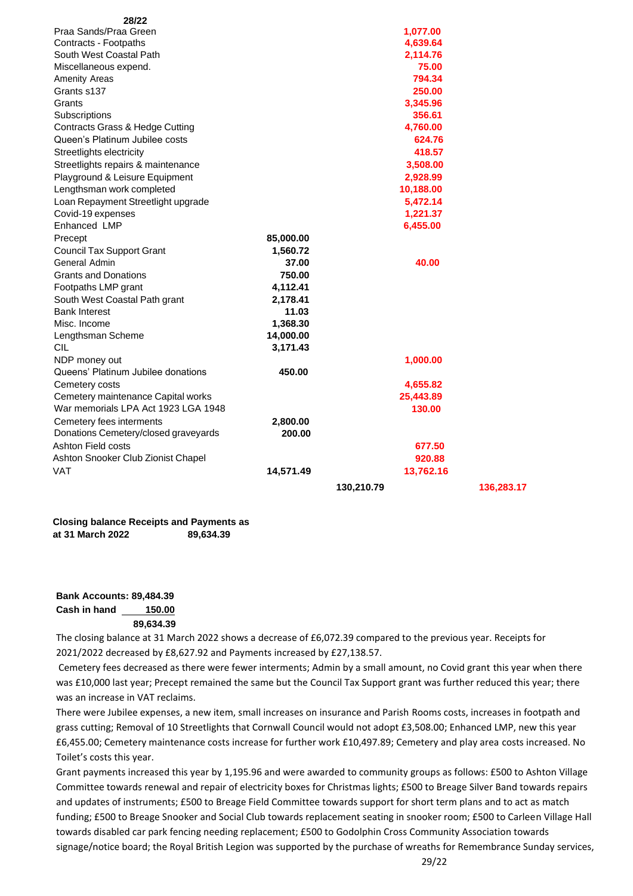| | Receipts | Payments |
|---|---|---|
| Praa Sands/Praa Green | | 1,077.00 |
| Contracts - Footpaths | | 4,639.64 |
| South West Coastal Path | | 2,114.76 |
| Miscellaneous expend. | | 75.00 |
| Amenity Areas | | 794.34 |
| Grants s137 | | 250.00 |
| Grants | | 3,345.96 |
| Subscriptions | | 356.61 |
| Contracts Grass & Hedge Cutting | | 4,760.00 |
| Queen's Platinum Jubilee costs | | 624.76 |
| Streetlights electricity | | 418.57 |
| Streetlights repairs & maintenance | | 3,508.00 |
| Playground & Leisure Equipment | | 2,928.99 |
| Lengthsman work completed | | 10,188.00 |
| Loan Repayment Streetlight upgrade | | 5,472.14 |
| Covid-19 expenses | | 1,221.37 |
| Enhanced LMP | | 6,455.00 |
| Precept | 85,000.00 | |
| Council Tax Support Grant | 1,560.72 | |
| General Admin | 37.00 | 40.00 |
| Grants and Donations | 750.00 | |
| Footpaths LMP grant | 4,112.41 | |
| South West Coastal Path grant | 2,178.41 | |
| Bank Interest | 11.03 | |
| Misc. Income | 1,368.30 | |
| Lengthsman Scheme | 14,000.00 | |
| CIL | 3,171.43 | |
| NDP money out | | 1,000.00 |
| Queens' Platinum Jubilee donations | 450.00 | |
| Cemetery costs | | 4,655.82 |
| Cemetery maintenance Capital works | | 25,443.89 |
| War memorials LPA Act 1923 LGA 1948 | | 130.00 |
| Cemetery fees interments | 2,800.00 | |
| Donations Cemetery/closed graveyards | 200.00 | |
| Ashton Field costs | | 677.50 |
| Ashton Snooker Club Zionist Chapel | | 920.88 |
| VAT | 14,571.49 | 13,762.16 |
| | 130,210.79 | 136,283.17 |

**Closing balance Receipts and Payments as at 31 March 2022 89,634.39**

**Bank Accounts: 89,484.39**
**Cash in hand 150.00**
**89,634.39**

The closing balance at 31 March 2022 shows a decrease of £6,072.39 compared to the previous year. Receipts for 2021/2022 decreased by £8,627.92 and Payments increased by £27,138.57.

Cemetery fees decreased as there were fewer interments; Admin by a small amount, no Covid grant this year when there was £10,000 last year; Precept remained the same but the Council Tax Support grant was further reduced this year; there was an increase in VAT reclaims.

There were Jubilee expenses, a new item, small increases on insurance and Parish Rooms costs, increases in footpath and grass cutting; Removal of 10 Streetlights that Cornwall Council would not adopt £3,508.00; Enhanced LMP, new this year £6,455.00; Cemetery maintenance costs increase for further work £10,497.89; Cemetery and play area costs increased. No Toilet's costs this year.

Grant payments increased this year by 1,195.96 and were awarded to community groups as follows: £500 to Ashton Village Committee towards renewal and repair of electricity boxes for Christmas lights; £500 to Breage Silver Band towards repairs and updates of instruments; £500 to Breage Field Committee towards support for short term plans and to act as match funding; £500 to Breage Snooker and Social Club towards replacement seating in snooker room; £500 to Carleen Village Hall towards disabled car park fencing needing replacement; £500 to Godolphin Cross Community Association towards signage/notice board; the Royal British Legion was supported by the purchase of wreaths for Remembrance Sunday services,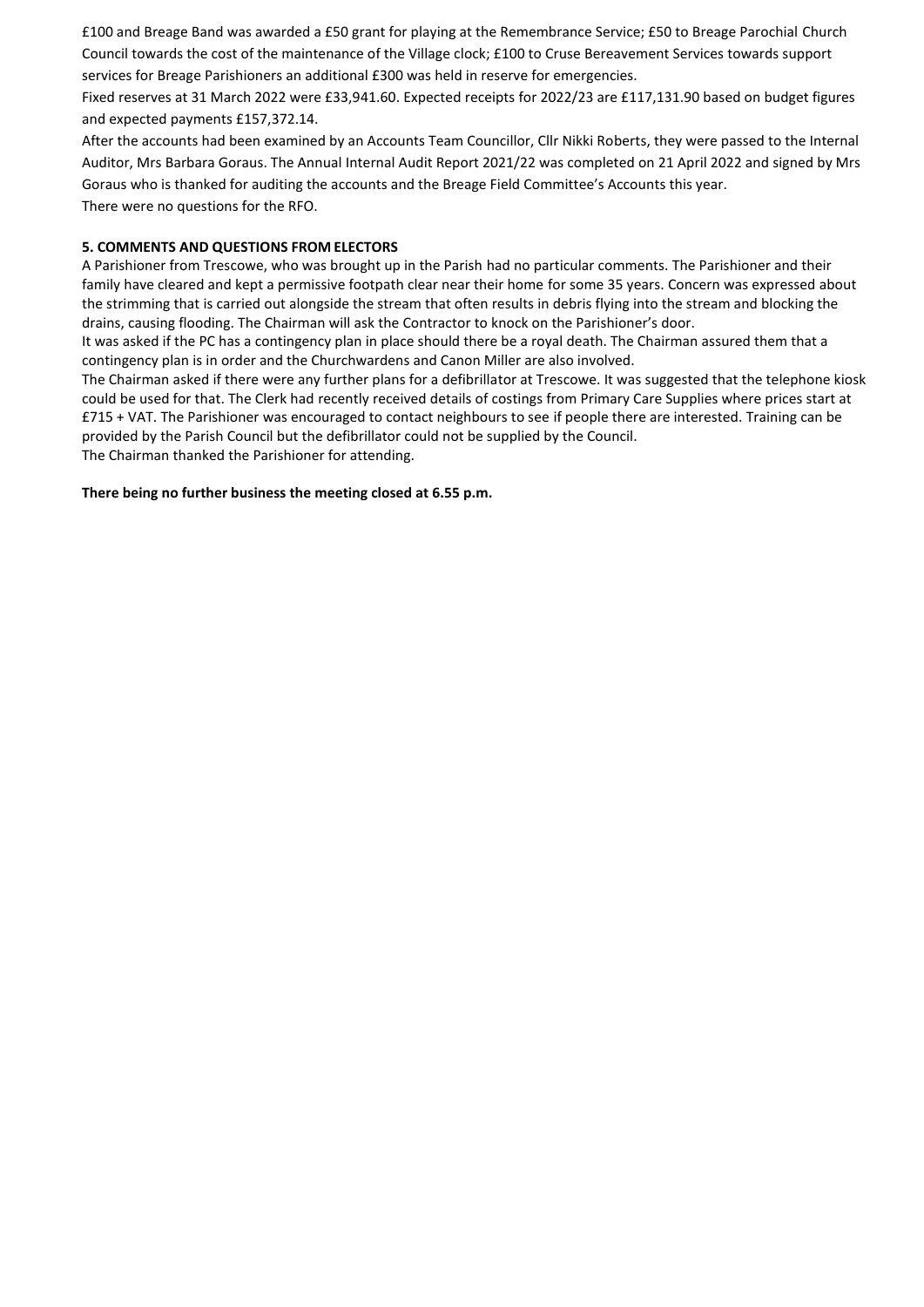£100 and Breage Band was awarded a £50 grant for playing at the Remembrance Service; £50 to Breage Parochial Church Council towards the cost of the maintenance of the Village clock; £100 to Cruse Bereavement Services towards support services for Breage Parishioners an additional £300 was held in reserve for emergencies.

Fixed reserves at 31 March 2022 were £33,941.60. Expected receipts for 2022/23 are £117,131.90 based on budget figures and expected payments £157,372.14.

After the accounts had been examined by an Accounts Team Councillor, Cllr Nikki Roberts, they were passed to the Internal Auditor, Mrs Barbara Goraus. The Annual Internal Audit Report 2021/22 was completed on 21 April 2022 and signed by Mrs Goraus who is thanked for auditing the accounts and the Breage Field Committee's Accounts this year.

There were no questions for the RFO.

**5. COMMENTS AND QUESTIONS FROM ELECTORS**

A Parishioner from Trescowe, who was brought up in the Parish had no particular comments. The Parishioner and their family have cleared and kept a permissive footpath clear near their home for some 35 years. Concern was expressed about the strimming that is carried out alongside the stream that often results in debris flying into the stream and blocking the drains, causing flooding. The Chairman will ask the Contractor to knock on the Parishioner's door.

It was asked if the PC has a contingency plan in place should there be a royal death. The Chairman assured them that a contingency plan is in order and the Churchwardens and Canon Miller are also involved.

The Chairman asked if there were any further plans for a defibrillator at Trescowe. It was suggested that the telephone kiosk could be used for that. The Clerk had recently received details of costings from Primary Care Supplies where prices start at £715 + VAT. The Parishioner was encouraged to contact neighbours to see if people there are interested. Training can be provided by the Parish Council but the defibrillator could not be supplied by the Council.

The Chairman thanked the Parishioner for attending.

**There being no further business the meeting closed at 6.55 p.m.**